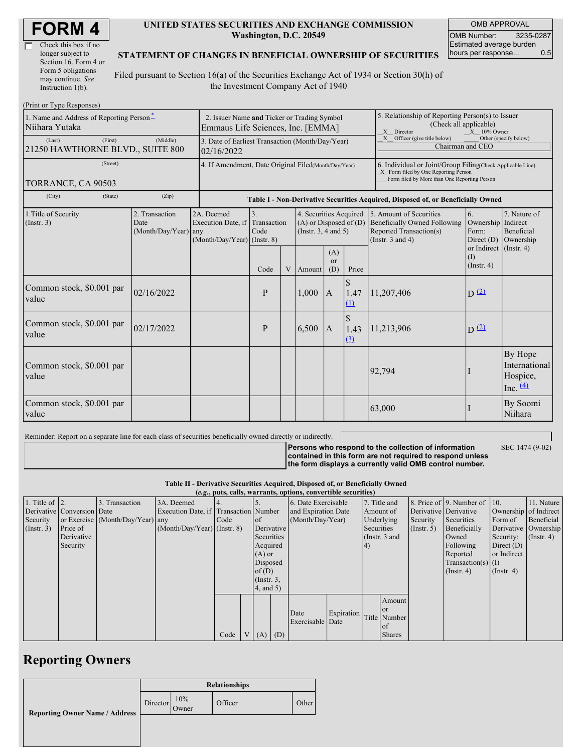# FORM 4

☐ Check this box if no longer subject to Section 16. Form 4 or Form 5 obligations may continue. *See* Instruction 1(b).

**UNITED STATES SECURITIES AND EXCHANGE COMMISSION**
**Washington, D.C. 20549**

**STATEMENT OF CHANGES IN BENEFICIAL OWNERSHIP OF SECURITIES**

Filed pursuant to Section 16(a) of the Securities Exchange Act of 1934 or Section 30(h) of the Investment Company Act of 1940

| OMB APPROVAL | |
|---|---|
| OMB Number: | 3235-0287 |
| Estimated average burden hours per response... | 0.5 |

(Print or Type Responses)

1. Name and Address of Reporting Person*
Niihara Yutaka
(Last) (First) (Middle)
21250 HAWTHORNE BLVD., SUITE 800
(Street)
TORRANCE, CA 90503
(City) (State) (Zip)

2. Issuer Name **and** Ticker or Trading Symbol
Emmaus Life Sciences, Inc. [EMMA]

3. Date of Earliest Transaction (Month/Day/Year)
02/16/2022

4. If Amendment, Date Original Filed (Month/Day/Year)

5. Relationship of Reporting Person(s) to Issuer (Check all applicable)
_X_ Director _X_ 10% Owner
_X_ Officer (give title below) ___ Other (specify below)
Chairman and CEO

6. Individual or Joint/Group Filing (Check Applicable Line)
_X_ Form filed by One Reporting Person
___ Form filed by More than One Reporting Person

**Table I - Non-Derivative Securities Acquired, Disposed of, or Beneficially Owned**

| 1.Title of Security (Instr. 3) | 2. Transaction Date (Month/Day/Year) | 2A. Deemed Execution Date, if any (Month/Day/Year) | 3. Transaction Code (Instr. 8) | | 4. Securities Acquired (A) or Disposed of (D) (Instr. 3, 4 and 5) | | | 5. Amount of Securities Beneficially Owned Following Reported Transaction(s) (Instr. 3 and 4) | 6. Ownership Form: Direct (D) or Indirect (I) (Instr. 4) | 7. Nature of Indirect Beneficial Ownership (Instr. 4) |
|---|---|---|---|---|---|---|---|---|---|---|
| | | | Code | V | Amount | (A) or (D) | Price | | | |
| Common stock, $0.001 par value | 02/16/2022 | | P | | 1,000 | A | $ 1.47 (1) | 11,207,406 | D (2) | |
| Common stock, $0.001 par value | 02/17/2022 | | P | | 6,500 | A | $ 1.43 (3) | 11,213,906 | D (2) | |
| Common stock, $0.001 par value | | | | | | | | 92,794 | I | By Hope International Hospice, Inc. (4) |
| Common stock, $0.001 par value | | | | | | | | 63,000 | I | By Soomi Niihara |

Reminder: Report on a separate line for each class of securities beneficially owned directly or indirectly.

**Persons who respond to the collection of information contained in this form are not required to respond unless the form displays a currently valid OMB control number.**

SEC 1474 (9-02)

**Table II - Derivative Securities Acquired, Disposed of, or Beneficially Owned**
***(e.g., puts, calls, warrants, options, convertible securities)***

| 1. Title of Derivative Security (Instr. 3) | 2. Conversion or Exercise Price of Derivative Security | 3. Transaction Date (Month/Day/Year) | 3A. Deemed Execution Date, if any (Month/Day/Year) | 4. Transaction Code (Instr. 8) | | 5. Number of Derivative Securities Acquired (A) or Disposed of (D) (Instr. 3, 4, and 5) | | 6. Date Exercisable and Expiration Date (Month/Day/Year) | | 7. Title and Amount of Underlying Securities (Instr. 3 and 4) | | 8. Price of Derivative Security (Instr. 5) | 9. Number of Derivative Securities Beneficially Owned Following Reported Transaction(s) (Instr. 4) | 10. Ownership Form of Derivative Security: Direct (D) or Indirect (I) (Instr. 4) | 11. Nature of Indirect Beneficial Ownership (Instr. 4) |
|---|---|---|---|---|---|---|---|---|---|---|---|---|---|---|---|
| | | | | Code | V | (A) | (D) | Date Exercisable | Expiration Date | Title | Amount or Number of Shares | | | | |

## Reporting Owners

| Reporting Owner Name / Address | Relationships | | | |
|---|---|---|---|---|
| | Director | 10% Owner | Officer | Other |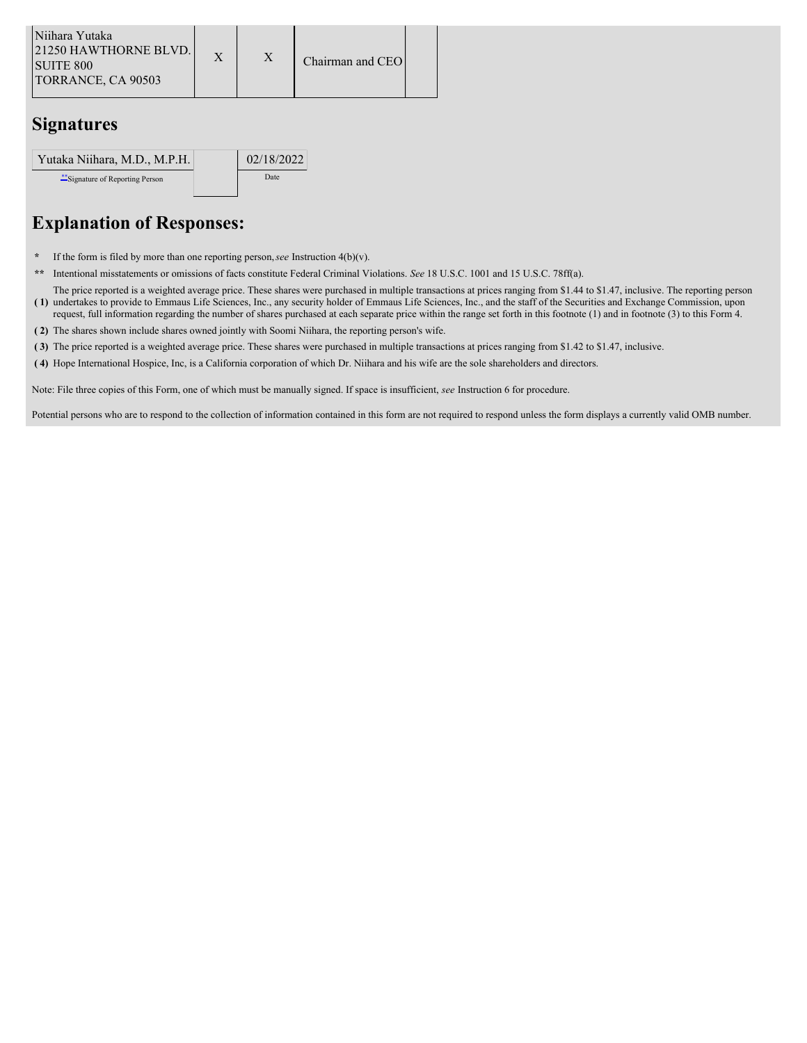| | | | | |
|---|---|---|---|---|
| Niihara Yutaka<br>21250 HAWTHORNE BLVD.<br>SUITE 800<br>TORRANCE, CA 90503 | X | X | Chairman and CEO | |

## Signatures

| | | |
|---|---|---|
| Yutaka Niihara, M.D., M.P.H. | | 02/18/2022 |
| **Signature of Reporting Person | | Date |

## Explanation of Responses:

\* If the form is filed by more than one reporting person, *see* Instruction 4(b)(v).

** Intentional misstatements or omissions of facts constitute Federal Criminal Violations. *See* 18 U.S.C. 1001 and 15 U.S.C. 78ff(a).

( 1) The price reported is a weighted average price. These shares were purchased in multiple transactions at prices ranging from $1.44 to $1.47, inclusive. The reporting person undertakes to provide to Emmaus Life Sciences, Inc., any security holder of Emmaus Life Sciences, Inc., and the staff of the Securities and Exchange Commission, upon request, full information regarding the number of shares purchased at each separate price within the range set forth in this footnote (1) and in footnote (3) to this Form 4.

( 2) The shares shown include shares owned jointly with Soomi Niihara, the reporting person's wife.

( 3) The price reported is a weighted average price. These shares were purchased in multiple transactions at prices ranging from $1.42 to $1.47, inclusive.

( 4) Hope International Hospice, Inc, is a California corporation of which Dr. Niihara and his wife are the sole shareholders and directors.

Note: File three copies of this Form, one of which must be manually signed. If space is insufficient, *see* Instruction 6 for procedure.

Potential persons who are to respond to the collection of information contained in this form are not required to respond unless the form displays a currently valid OMB number.